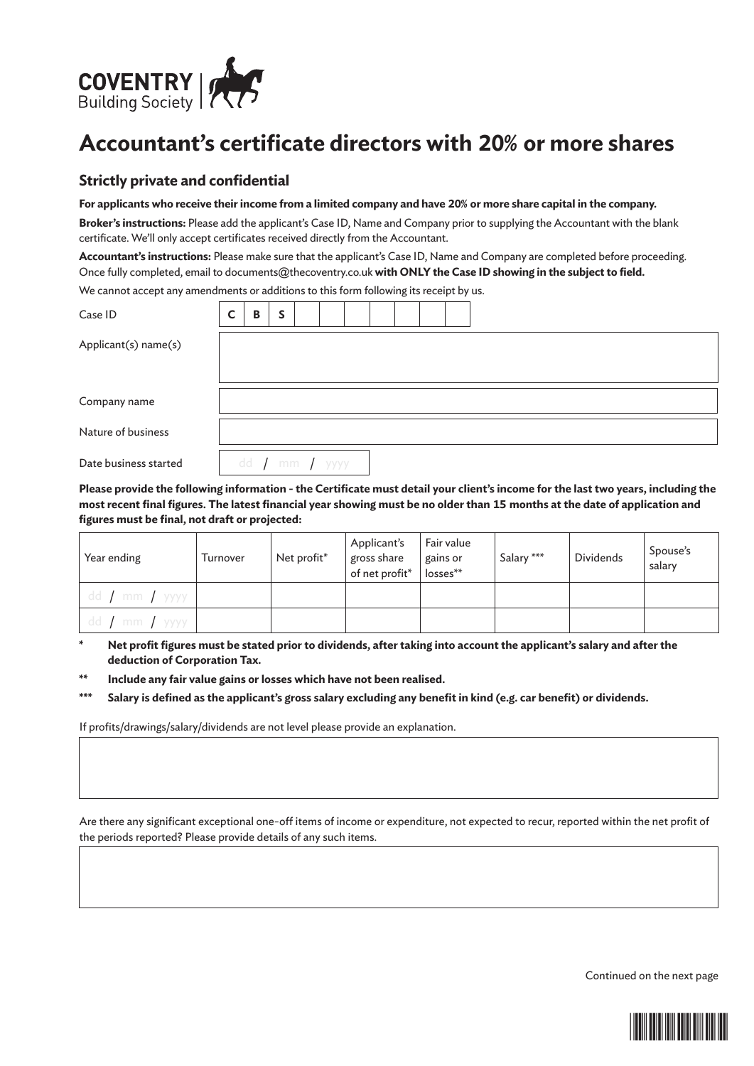COVENTRY Building Society

# Accountant's certificate directors with 20% or more shares

## Strictly private and confidential

**For applicants who receive their income from a limited company and have 20% or more share capital in the company.**

**Broker's instructions:** Please add the applicant's Case ID, Name and Company prior to supplying the Accountant with the blank certificate. We'll only accept certificates received directly from the Accountant.

**Accountant's instructions:** Please make sure that the applicant's Case ID, Name and Company are completed before proceeding. Once fully completed, email to documents@thecoventry.co.uk **with ONLY the Case ID showing in the subject to field.**

We cannot accept any amendments or additions to this form following its receipt by us.

| | |
|---|---|
| Case ID | C B S |
| Applicant(s) name(s) | |
| Company name | |
| Nature of business | |
| Date business started | dd / mm / yyyy |

**Please provide the following information - the Certificate must detail your client's income for the last two years, including the most recent final figures. The latest financial year showing must be no older than 15 months at the date of application and figures must be final, not draft or projected:**

| Year ending | Turnover | Net profit* | Applicant's gross share of net profit* | Fair value gains or losses** | Salary *** | Dividends | Spouse's salary |
|---|---|---|---|---|---|---|---|
| dd / mm / yyyy | | | | | | | |
| dd / mm / yyyy | | | | | | | |

\* **Net profit figures must be stated prior to dividends, after taking into account the applicant's salary and after the deduction of Corporation Tax.**

\*\* **Include any fair value gains or losses which have not been realised.**

\*\*\* **Salary is defined as the applicant's gross salary excluding any benefit in kind (e.g. car benefit) or dividends.**

If profits/drawings/salary/dividends are not level please provide an explanation.

Are there any significant exceptional one-off items of income or expenditure, not expected to recur, reported within the net profit of the periods reported? Please provide details of any such items.

Continued on the next page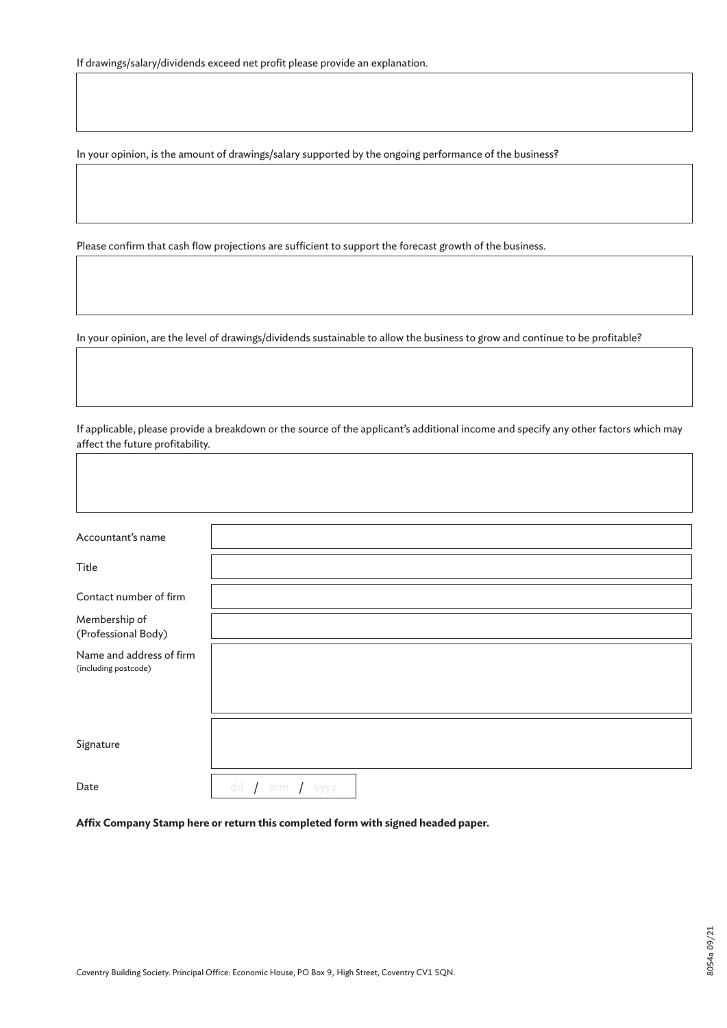If drawings/salary/dividends exceed net profit please provide an explanation.

In your opinion, is the amount of drawings/salary supported by the ongoing performance of the business?

Please confirm that cash flow projections are sufficient to support the forecast growth of the business.

In your opinion, are the level of drawings/dividends sustainable to allow the business to grow and continue to be profitable?

If applicable, please provide a breakdown or the source of the applicant's additional income and specify any other factors which may affect the future profitability.

| | |
|---|---|
| Accountant's name | |
| Title | |
| Contact number of firm | |
| Membership of (Professional Body) | |
| Name and address of firm (including postcode) | |
| Signature | |
| Date | dd / mm / yyyy |

**Affix Company Stamp here or return this completed form with signed headed paper.**

Coventry Building Society. Principal Office: Economic House, PO Box 9, High Street, Coventry CV1 5QN.

8054a 09/21